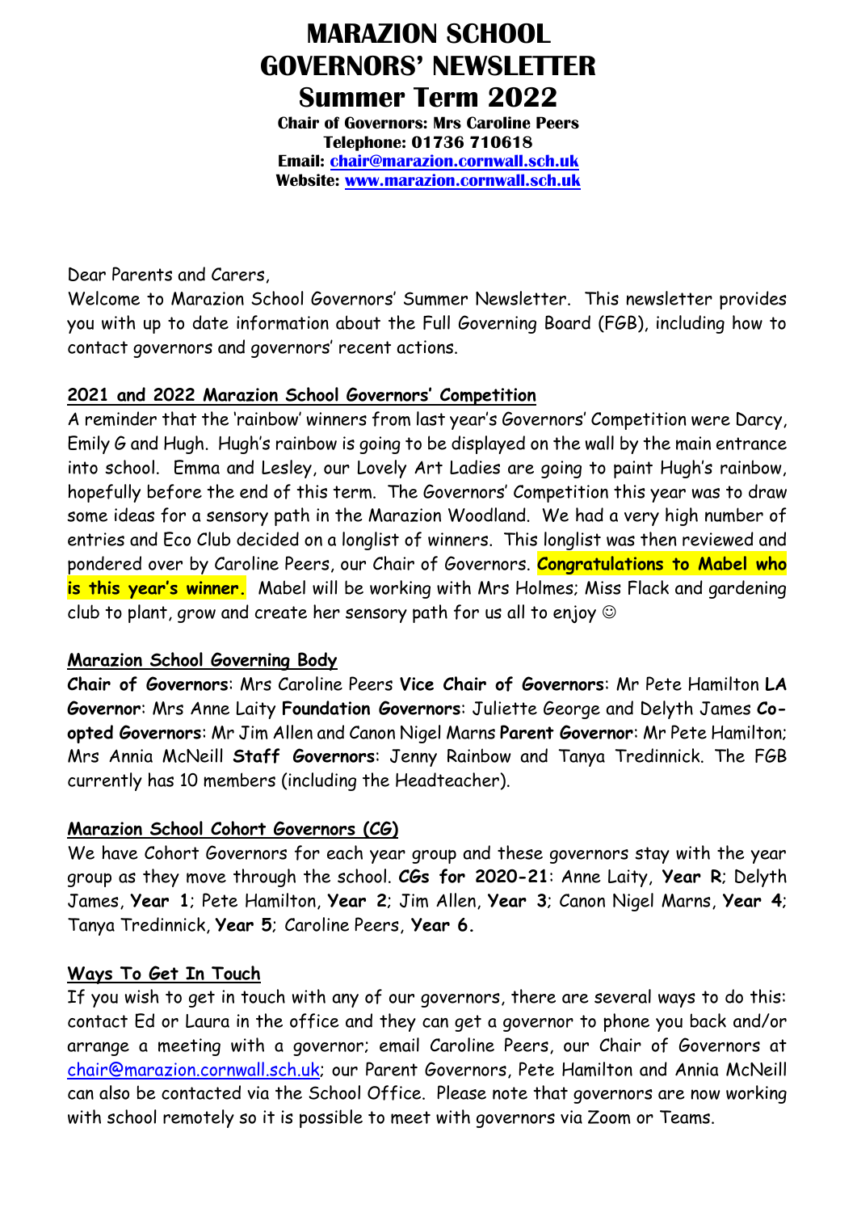# MARAZION SCHOOL GOVERNORS' NEWSLETTER

## Summer Term 2022

**Chair of Governors: Mrs Caroline Peers**
**Telephone: 01736 710618**
**Email: [chair@marazion.cornwall.sch.uk](mailto:chair@marazion.cornwall.sch.uk)**
**Website: [www.marazion.cornwall.sch.uk](http://www.marazion.cornwall.sch.uk)**

Dear Parents and Carers,

Welcome to Marazion School Governors' Summer Newsletter. This newsletter provides you with up to date information about the Full Governing Board (FGB), including how to contact governors and governors' recent actions.

**2021 and 2022 Marazion School Governors' Competition**

A reminder that the 'rainbow' winners from last year's Governors' Competition were Darcy, Emily G and Hugh. Hugh's rainbow is going to be displayed on the wall by the main entrance into school. Emma and Lesley, our Lovely Art Ladies are going to paint Hugh's rainbow, hopefully before the end of this term. The Governors' Competition this year was to draw some ideas for a sensory path in the Marazion Woodland. We had a very high number of entries and Eco Club decided on a longlist of winners. This longlist was then reviewed and pondered over by Caroline Peers, our Chair of Governors. **Congratulations to Mabel who is this year's winner.** Mabel will be working with Mrs Holmes; Miss Flack and gardening club to plant, grow and create her sensory path for us all to enjoy ☺

**Marazion School Governing Body**

**Chair of Governors**: Mrs Caroline Peers **Vice Chair of Governors**: Mr Pete Hamilton **LA Governor**: Mrs Anne Laity **Foundation Governors**: Juliette George and Delyth James **Co-opted Governors**: Mr Jim Allen and Canon Nigel Marns **Parent Governor**: Mr Pete Hamilton; Mrs Annia McNeill **Staff Governors**: Jenny Rainbow and Tanya Tredinnick. The FGB currently has 10 members (including the Headteacher).

**Marazion School Cohort Governors (CG)**

We have Cohort Governors for each year group and these governors stay with the year group as they move through the school. **CGs for 2020-21**: Anne Laity, **Year R**; Delyth James, **Year 1**; Pete Hamilton, **Year 2**; Jim Allen, **Year 3**; Canon Nigel Marns, **Year 4**; Tanya Tredinnick, **Year 5**; Caroline Peers, **Year 6.**

**Ways To Get In Touch**

If you wish to get in touch with any of our governors, there are several ways to do this: contact Ed or Laura in the office and they can get a governor to phone you back and/or arrange a meeting with a governor; email Caroline Peers, our Chair of Governors at [chair@marazion.cornwall.sch.uk](mailto:chair@marazion.cornwall.sch.uk); our Parent Governors, Pete Hamilton and Annia McNeill can also be contacted via the School Office. Please note that governors are now working with school remotely so it is possible to meet with governors via Zoom or Teams.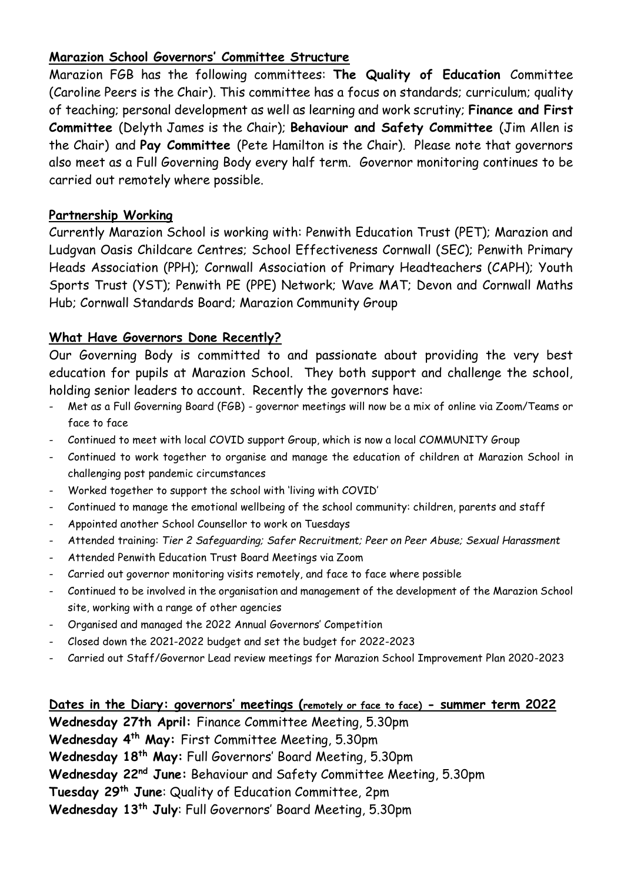## Marazion School Governors' Committee Structure

Marazion FGB has the following committees: **The Quality of Education** Committee (Caroline Peers is the Chair). This committee has a focus on standards; curriculum; quality of teaching; personal development as well as learning and work scrutiny; **Finance and First Committee** (Delyth James is the Chair); **Behaviour and Safety Committee** (Jim Allen is the Chair) and **Pay Committee** (Pete Hamilton is the Chair). Please note that governors also meet as a Full Governing Body every half term. Governor monitoring continues to be carried out remotely where possible.

## Partnership Working

Currently Marazion School is working with: Penwith Education Trust (PET); Marazion and Ludgvan Oasis Childcare Centres; School Effectiveness Cornwall (SEC); Penwith Primary Heads Association (PPH); Cornwall Association of Primary Headteachers (CAPH); Youth Sports Trust (YST); Penwith PE (PPE) Network; Wave MAT; Devon and Cornwall Maths Hub; Cornwall Standards Board; Marazion Community Group

## What Have Governors Done Recently?

Our Governing Body is committed to and passionate about providing the very best education for pupils at Marazion School. They both support and challenge the school, holding senior leaders to account. Recently the governors have:

- Met as a Full Governing Board (FGB) - governor meetings will now be a mix of online via Zoom/Teams or face to face
- Continued to meet with local COVID support Group, which is now a local COMMUNITY Group
- Continued to work together to organise and manage the education of children at Marazion School in challenging post pandemic circumstances
- Worked together to support the school with 'living with COVID'
- Continued to manage the emotional wellbeing of the school community: children, parents and staff
- Appointed another School Counsellor to work on Tuesdays
- Attended training: *Tier 2 Safeguarding; Safer Recruitment; Peer on Peer Abuse; Sexual Harassment*
- Attended Penwith Education Trust Board Meetings via Zoom
- Carried out governor monitoring visits remotely, and face to face where possible
- Continued to be involved in the organisation and management of the development of the Marazion School site, working with a range of other agencies
- Organised and managed the 2022 Annual Governors' Competition
- Closed down the 2021-2022 budget and set the budget for 2022-2023
- Carried out Staff/Governor Lead review meetings for Marazion School Improvement Plan 2020-2023

## Dates in the Diary: governors' meetings (remotely or face to face) - summer term 2022

**Wednesday 27th April:** Finance Committee Meeting, 5.30pm
**Wednesday 4th May:** First Committee Meeting, 5.30pm
**Wednesday 18th May:** Full Governors' Board Meeting, 5.30pm
**Wednesday 22nd June:** Behaviour and Safety Committee Meeting, 5.30pm
**Tuesday 29th June**: Quality of Education Committee, 2pm
**Wednesday 13th July**: Full Governors' Board Meeting, 5.30pm